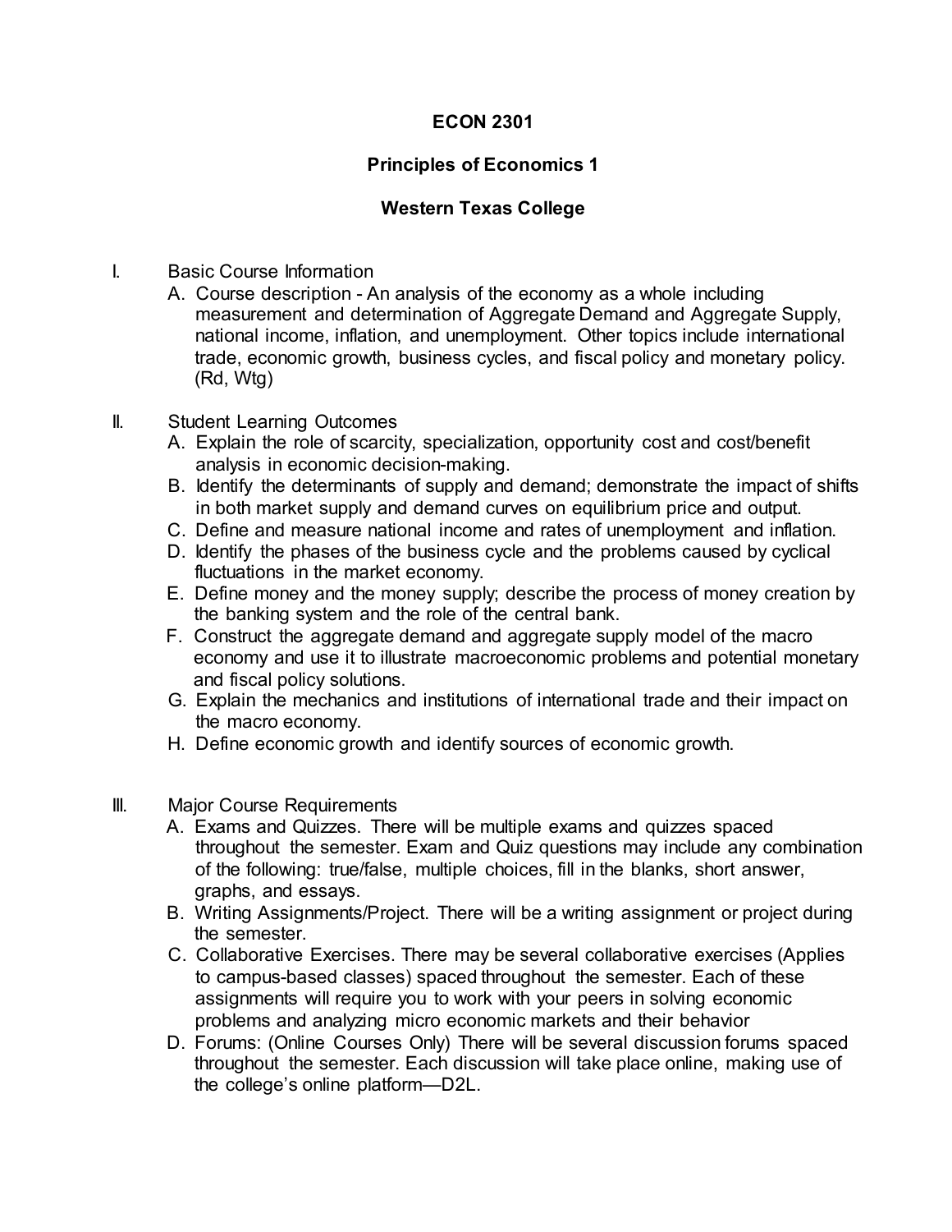**ECON 2301**

**Principles of Economics 1**

**Western Texas College**

I. Basic Course Information
   A. Course description - An analysis of the economy as a whole including measurement and determination of Aggregate Demand and Aggregate Supply, national income, inflation, and unemployment. Other topics include international trade, economic growth, business cycles, and fiscal policy and monetary policy. (Rd, Wtg)

II. Student Learning Outcomes
   A. Explain the role of scarcity, specialization, opportunity cost and cost/benefit analysis in economic decision-making.
   B. Identify the determinants of supply and demand; demonstrate the impact of shifts in both market supply and demand curves on equilibrium price and output.
   C. Define and measure national income and rates of unemployment and inflation.
   D. Identify the phases of the business cycle and the problems caused by cyclical fluctuations in the market economy.
   E. Define money and the money supply; describe the process of money creation by the banking system and the role of the central bank.
   F. Construct the aggregate demand and aggregate supply model of the macro economy and use it to illustrate macroeconomic problems and potential monetary and fiscal policy solutions.
   G. Explain the mechanics and institutions of international trade and their impact on the macro economy.
   H. Define economic growth and identify sources of economic growth.

III. Major Course Requirements
   A. Exams and Quizzes. There will be multiple exams and quizzes spaced throughout the semester. Exam and Quiz questions may include any combination of the following: true/false, multiple choices, fill in the blanks, short answer, graphs, and essays.
   B. Writing Assignments/Project. There will be a writing assignment or project during the semester.
   C. Collaborative Exercises. There may be several collaborative exercises (Applies to campus-based classes) spaced throughout the semester. Each of these assignments will require you to work with your peers in solving economic problems and analyzing micro economic markets and their behavior
   D. Forums: (Online Courses Only) There will be several discussion forums spaced throughout the semester. Each discussion will take place online, making use of the college's online platform—D2L.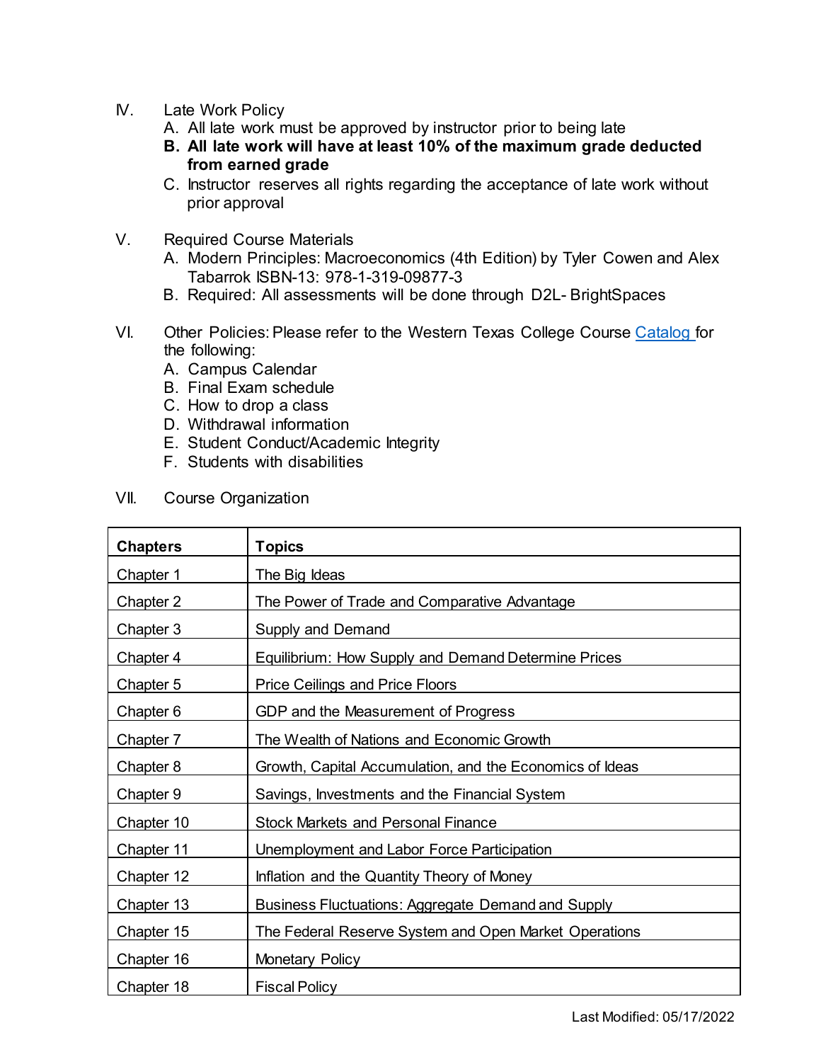IV. Late Work Policy
   A. All late work must be approved by instructor prior to being late
   **B. All late work will have at least 10% of the maximum grade deducted from earned grade**
   C. Instructor reserves all rights regarding the acceptance of late work without prior approval

V. Required Course Materials
   A. Modern Principles: Macroeconomics (4th Edition) by Tyler Cowen and Alex Tabarrok ISBN-13: 978-1-319-09877-3
   B. Required: All assessments will be done through D2L- BrightSpaces

VI. Other Policies: Please refer to the Western Texas College Course [Catalog](#) for the following:
   A. Campus Calendar
   B. Final Exam schedule
   C. How to drop a class
   D. Withdrawal information
   E. Student Conduct/Academic Integrity
   F. Students with disabilities

VII. Course Organization

| **Chapters** | **Topics** |
|---|---|
| Chapter 1 | The Big Ideas |
| Chapter 2 | The Power of Trade and Comparative Advantage |
| Chapter 3 | Supply and Demand |
| Chapter 4 | Equilibrium: How Supply and Demand Determine Prices |
| Chapter 5 | Price Ceilings and Price Floors |
| Chapter 6 | GDP and the Measurement of Progress |
| Chapter 7 | The Wealth of Nations and Economic Growth |
| Chapter 8 | Growth, Capital Accumulation, and the Economics of Ideas |
| Chapter 9 | Savings, Investments and the Financial System |
| Chapter 10 | Stock Markets and Personal Finance |
| Chapter 11 | Unemployment and Labor Force Participation |
| Chapter 12 | Inflation and the Quantity Theory of Money |
| Chapter 13 | Business Fluctuations: Aggregate Demand and Supply |
| Chapter 15 | The Federal Reserve System and Open Market Operations |
| Chapter 16 | Monetary Policy |
| Chapter 18 | Fiscal Policy |

Last Modified: 05/17/2022